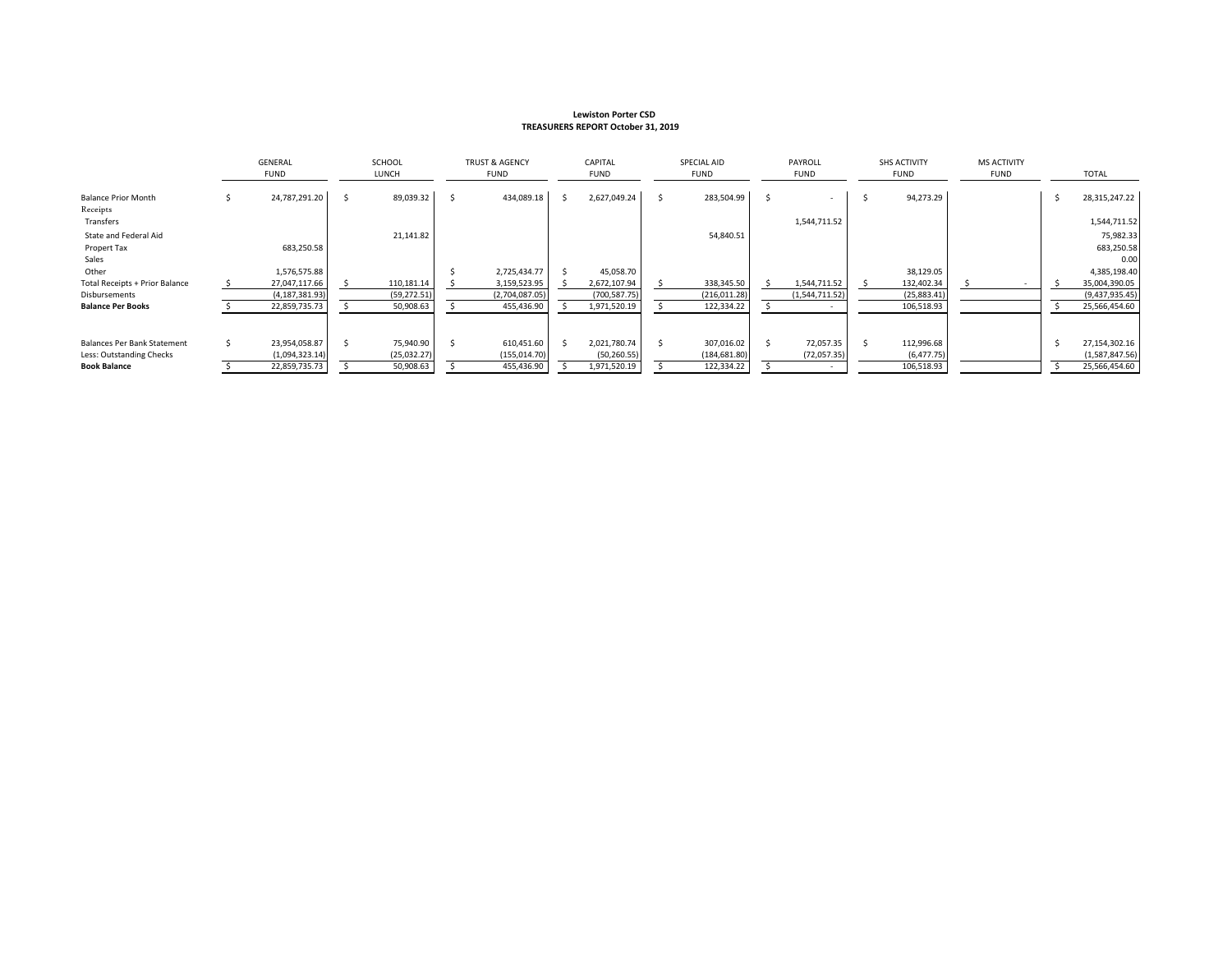**Lewiston Porter CSD**
**TREASURERS REPORT October 31, 2019**

| | GENERAL FUND | SCHOOL LUNCH | TRUST & AGENCY FUND | CAPITAL FUND | SPECIAL AID FUND | PAYROLL FUND | SHS ACTIVITY FUND | MS ACTIVITY FUND | TOTAL |
|---|---|---|---|---|---|---|---|---|---|
| Balance Prior Month | $ 24,787,291.20 | $ 89,039.32 | $ 434,089.18 | $ 2,627,049.24 | $ 283,504.99 | $ - | $ 94,273.29 | | $ 28,315,247.22 |
| Receipts | | | | | | | | | |
| Transfers | | | | | | 1,544,711.52 | | | 1,544,711.52 |
| State and Federal Aid | | 21,141.82 | | | 54,840.51 | | | | 75,982.33 |
| Propert Tax | 683,250.58 | | | | | | | | 683,250.58 |
| Sales | | | | | | | | | 0.00 |
| Other | 1,576,575.88 | | $ 2,725,434.77 | $ 45,058.70 | | | 38,129.05 | | 4,385,198.40 |
| Total Receipts + Prior Balance | $ 27,047,117.66 | $ 110,181.14 | $ 3,159,523.95 | $ 2,672,107.94 | $ 338,345.50 | $ 1,544,711.52 | $ 132,402.34 | $ - | $ 35,004,390.05 |
| Disbursements | (4,187,381.93) | (59,272.51) | (2,704,087.05) | (700,587.75) | (216,011.28) | (1,544,711.52) | (25,883.41) | | (9,437,935.45) |
| **Balance Per Books** | $ 22,859,735.73 | $ 50,908.63 | $ 455,436.90 | $ 1,971,520.19 | $ 122,334.22 | $ - | 106,518.93 | | $ 25,566,454.60 |
| | | | | | | | | | |
| Balances Per Bank Statement | $ 23,954,058.87 | $ 75,940.90 | $ 610,451.60 | $ 2,021,780.74 | $ 307,016.02 | $ 72,057.35 | $ 112,996.68 | | $ 27,154,302.16 |
| Less: Outstanding Checks | (1,094,323.14) | (25,032.27) | (155,014.70) | (50,260.55) | (184,681.80) | (72,057.35) | (6,477.75) | | (1,587,847.56) |
| **Book Balance** | $ 22,859,735.73 | $ 50,908.63 | $ 455,436.90 | $ 1,971,520.19 | $ 122,334.22 | $ - | 106,518.93 | | $ 25,566,454.60 |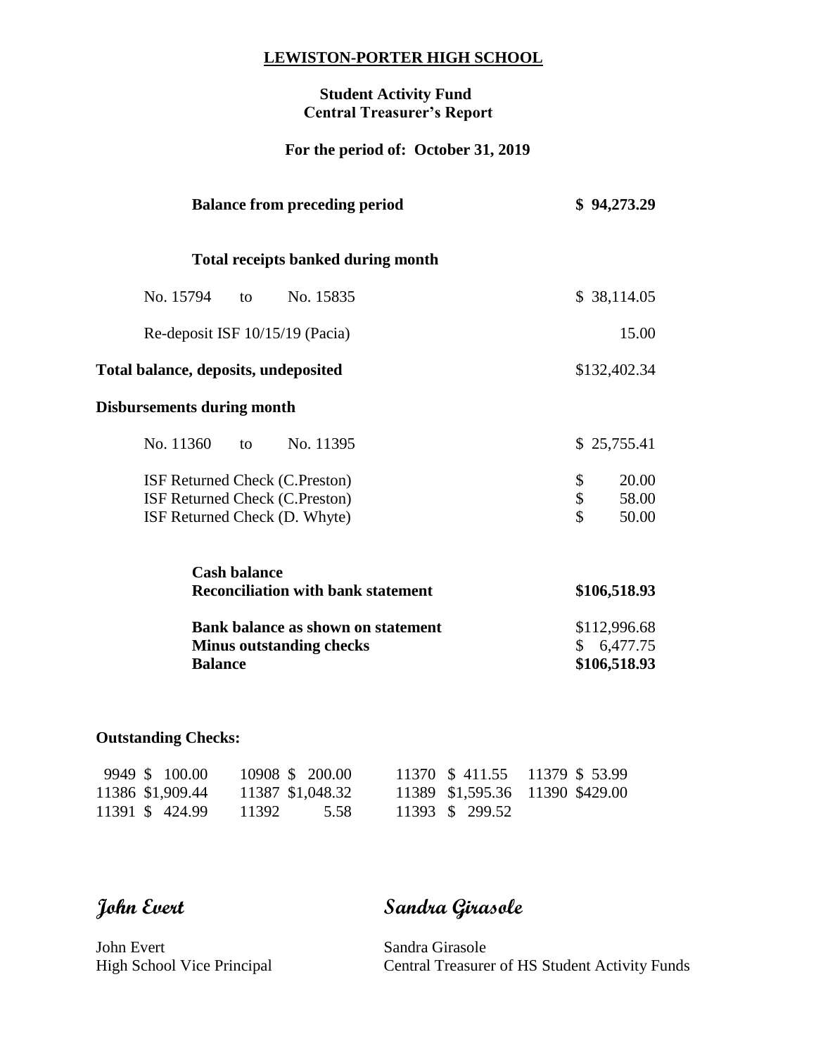# LEWISTON-PORTER HIGH SCHOOL

**Student Activity Fund**
**Central Treasurer's Report**

**For the period of: October 31, 2019**

| | |
|---|---|
| **Balance from preceding period** | **$ 94,273.29** |
| **Total receipts banked during month** | |
| No. 15794 to No. 15835 | $ 38,114.05 |
| Re-deposit ISF 10/15/19 (Pacia) | 15.00 |
| **Total balance, deposits, undeposited** | $132,402.34 |
| **Disbursements during month** | |
| No. 11360 to No. 11395 | $ 25,755.41 |
| ISF Returned Check (C.Preston) | $ 20.00 |
| ISF Returned Check (C.Preston) | $ 58.00 |
| ISF Returned Check (D. Whyte) | $ 50.00 |
| **Cash balance** | |
| **Reconciliation with bank statement** | **$106,518.93** |
| **Bank balance as shown on statement** | $112,996.68 |
| **Minus outstanding checks** | $ 6,477.75 |
| **Balance** | **$106,518.93** |

**Outstanding Checks:**

| | | | | | | | |
|---|---|---|---|---|---|---|---|
| 9949 | $ 100.00 | 10908 | $ 200.00 | 11370 | $ 411.55 | 11379 | $ 53.99 |
| 11386 | $1,909.44 | 11387 | $1,048.32 | 11389 | $1,595.36 | 11390 | $429.00 |
| 11391 | $ 424.99 | 11392 | 5.58 | 11393 | $ 299.52 | | |

*John Evert*

John Evert
High School Vice Principal

*Sandra Girasole*

Sandra Girasole
Central Treasurer of HS Student Activity Funds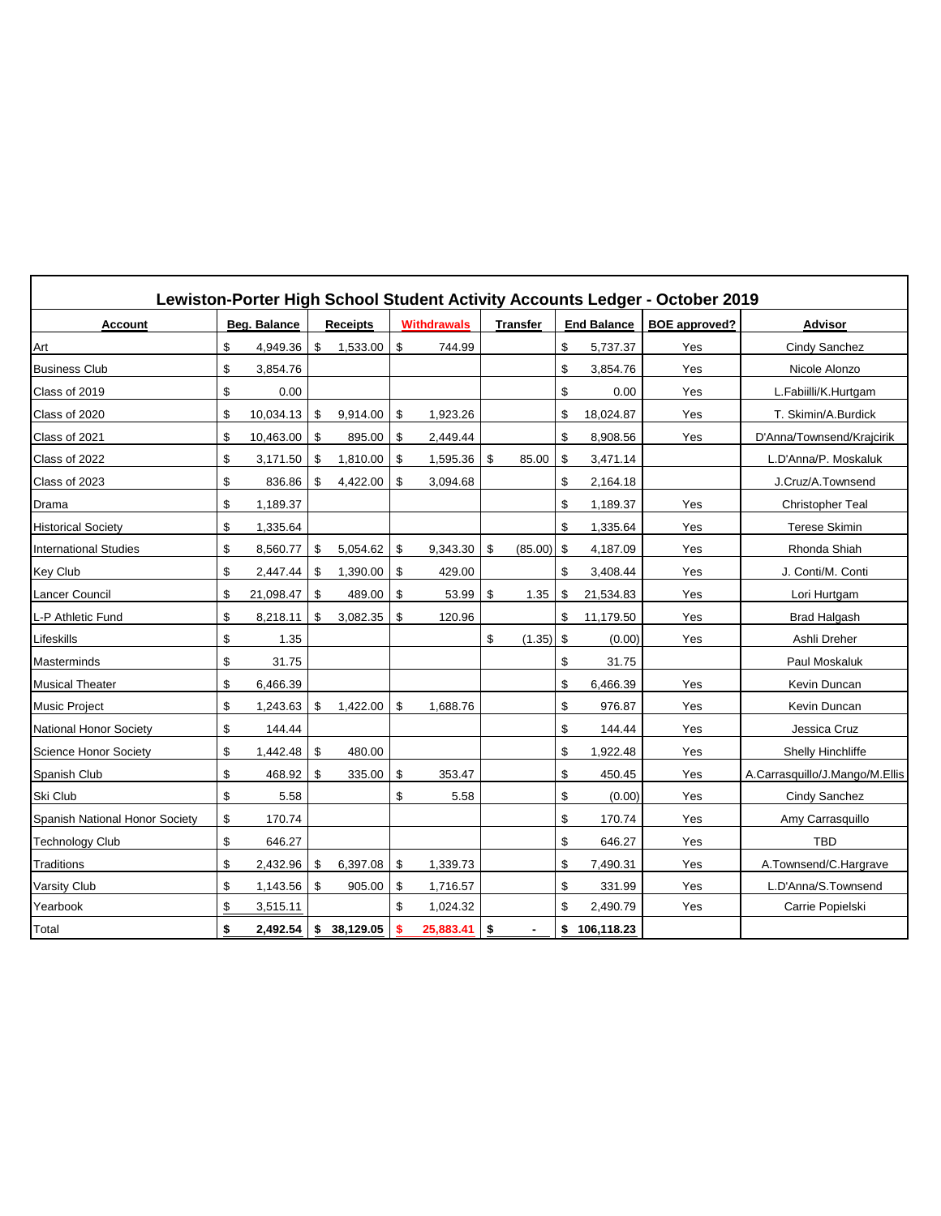## Lewiston-Porter High School Student Activity Accounts Ledger - October 2019

| Account | Beg. Balance | Receipts | Withdrawals | Transfer | End Balance | BOE approved? | Advisor |
|---|---|---|---|---|---|---|---|
| Art | $ 4,949.36 | $ 1,533.00 | $ 744.99 | | $ 5,737.37 | Yes | Cindy Sanchez |
| Business Club | $ 3,854.76 | | | | $ 3,854.76 | Yes | Nicole Alonzo |
| Class of 2019 | $ 0.00 | | | | $ 0.00 | Yes | L.Fabiilli/K.Hurtgam |
| Class of 2020 | $ 10,034.13 | $ 9,914.00 | $ 1,923.26 | | $ 18,024.87 | Yes | T. Skimin/A.Burdick |
| Class of 2021 | $ 10,463.00 | $ 895.00 | $ 2,449.44 | | $ 8,908.56 | Yes | D'Anna/Townsend/Krajcirik |
| Class of 2022 | $ 3,171.50 | $ 1,810.00 | $ 1,595.36 | $ 85.00 | $ 3,471.14 | | L.D'Anna/P. Moskaluk |
| Class of 2023 | $ 836.86 | $ 4,422.00 | $ 3,094.68 | | $ 2,164.18 | | J.Cruz/A.Townsend |
| Drama | $ 1,189.37 | | | | $ 1,189.37 | Yes | Christopher Teal |
| Historical Society | $ 1,335.64 | | | | $ 1,335.64 | Yes | Terese Skimin |
| International Studies | $ 8,560.77 | $ 5,054.62 | $ 9,343.30 | $ (85.00) | $ 4,187.09 | Yes | Rhonda Shiah |
| Key Club | $ 2,447.44 | $ 1,390.00 | $ 429.00 | | $ 3,408.44 | Yes | J. Conti/M. Conti |
| Lancer Council | $ 21,098.47 | $ 489.00 | $ 53.99 | $ 1.35 | $ 21,534.83 | Yes | Lori Hurtgam |
| L-P Athletic Fund | $ 8,218.11 | $ 3,082.35 | $ 120.96 | | $ 11,179.50 | Yes | Brad Halgash |
| Lifeskills | $ 1.35 | | | $ (1.35) | $ (0.00) | Yes | Ashli Dreher |
| Masterminds | $ 31.75 | | | | $ 31.75 | | Paul Moskaluk |
| Musical Theater | $ 6,466.39 | | | | $ 6,466.39 | Yes | Kevin Duncan |
| Music Project | $ 1,243.63 | $ 1,422.00 | $ 1,688.76 | | $ 976.87 | Yes | Kevin Duncan |
| National Honor Society | $ 144.44 | | | | $ 144.44 | Yes | Jessica Cruz |
| Science Honor Society | $ 1,442.48 | $ 480.00 | | | $ 1,922.48 | Yes | Shelly Hinchliffe |
| Spanish Club | $ 468.92 | $ 335.00 | $ 353.47 | | $ 450.45 | Yes | A.Carrasquillo/J.Mango/M.Ellis |
| Ski Club | $ 5.58 | | $ 5.58 | | $ (0.00) | Yes | Cindy Sanchez |
| Spanish National Honor Society | $ 170.74 | | | | $ 170.74 | Yes | Amy Carrasquillo |
| Technology Club | $ 646.27 | | | | $ 646.27 | Yes | TBD |
| Traditions | $ 2,432.96 | $ 6,397.08 | $ 1,339.73 | | $ 7,490.31 | Yes | A.Townsend/C.Hargrave |
| Varsity Club | $ 1,143.56 | $ 905.00 | $ 1,716.57 | | $ 331.99 | Yes | L.D'Anna/S.Townsend |
| Yearbook | $ 3,515.11 | | $ 1,024.32 | | $ 2,490.79 | Yes | Carrie Popielski |
| Total | **$ 2,492.54** | **$ 38,129.05** | **$ 25,883.41** | **$ -** | **$ 106,118.23** | | |